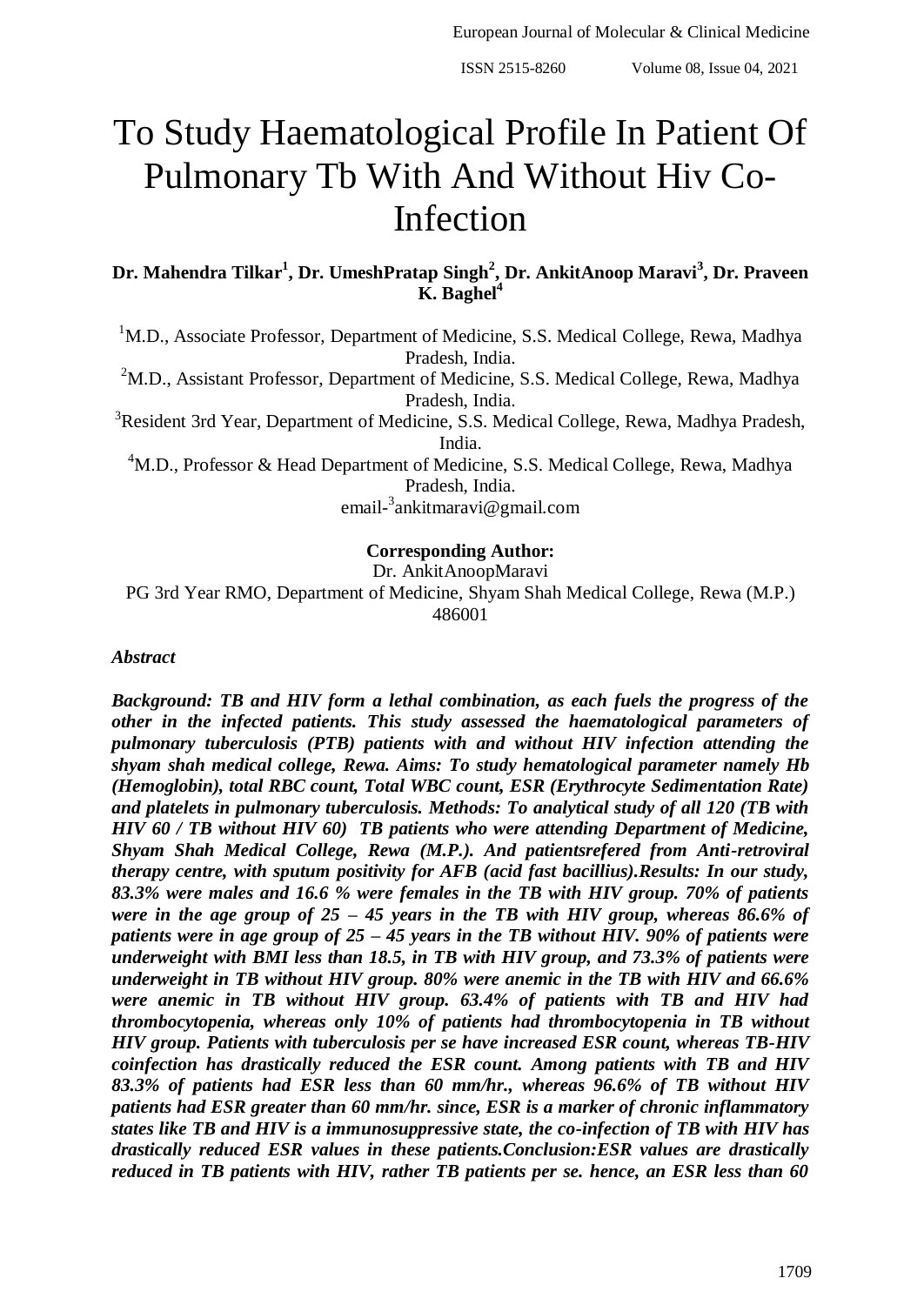# To Study Haematological Profile In Patient Of Pulmonary Tb With And Without Hiv Co-Infection

**Dr. Mahendra Tilkar[1], Dr. UmeshPratap Singh[2], Dr. AnkitAnoop Maravi[3], Dr. Praveen K. Baghel[4]**

[1]M.D., Associate Professor, Department of Medicine, S.S. Medical College, Rewa, Madhya Pradesh, India.

[2]M.D., Assistant Professor, Department of Medicine, S.S. Medical College, Rewa, Madhya Pradesh, India.

[3]Resident 3rd Year, Department of Medicine, S.S. Medical College, Rewa, Madhya Pradesh, India.

[4]M.D., Professor & Head Department of Medicine, S.S. Medical College, Rewa, Madhya Pradesh, India.

email-[3]ankitmaravi@gmail.com

**Corresponding Author:**

Dr. AnkitAnoopMaravi

PG 3rd Year RMO, Department of Medicine, Shyam Shah Medical College, Rewa (M.P.) 486001

***Abstract***

***Background: TB and HIV form a lethal combination, as each fuels the progress of the other in the infected patients. This study assessed the haematological parameters of pulmonary tuberculosis (PTB) patients with and without HIV infection attending the shyam shah medical college, Rewa. Aims: To study hematological parameter namely Hb (Hemoglobin), total RBC count, Total WBC count, ESR (Erythrocyte Sedimentation Rate) and platelets in pulmonary tuberculosis. Methods: To analytical study of all 120 (TB with HIV 60 / TB without HIV 60) TB patients who were attending Department of Medicine, Shyam Shah Medical College, Rewa (M.P.). And patientsrefered from Anti-retroviral therapy centre, with sputum positivity for AFB (acid fast bacillius).Results: In our study, 83.3% were males and 16.6 % were females in the TB with HIV group. 70% of patients were in the age group of 25 – 45 years in the TB with HIV group, whereas 86.6% of patients were in age group of 25 – 45 years in the TB without HIV. 90% of patients were underweight with BMI less than 18.5, in TB with HIV group, and 73.3% of patients were underweight in TB without HIV group. 80% were anemic in the TB with HIV and 66.6% were anemic in TB without HIV group. 63.4% of patients with TB and HIV had thrombocytopenia, whereas only 10% of patients had thrombocytopenia in TB without HIV group. Patients with tuberculosis per se have increased ESR count, whereas TB-HIV coinfection has drastically reduced the ESR count. Among patients with TB and HIV 83.3% of patients had ESR less than 60 mm/hr., whereas 96.6% of TB without HIV patients had ESR greater than 60 mm/hr. since, ESR is a marker of chronic inflammatory states like TB and HIV is a immunosuppressive state, the co-infection of TB with HIV has drastically reduced ESR values in these patients.Conclusion:ESR values are drastically reduced in TB patients with HIV, rather TB patients per se. hence, an ESR less than 60***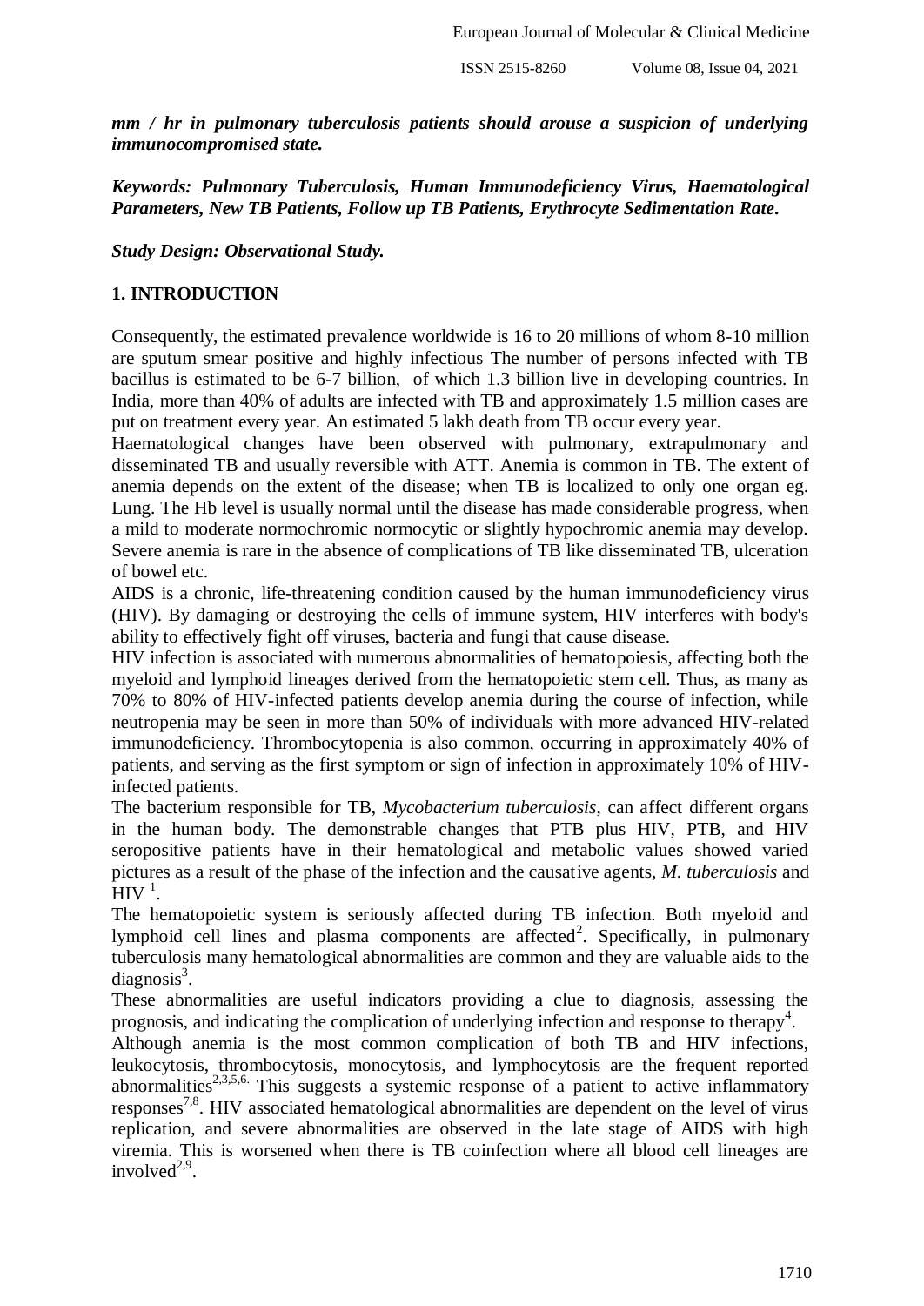***mm / hr in pulmonary tuberculosis patients should arouse a suspicion of underlying immunocompromised state.***

***Keywords: Pulmonary Tuberculosis, Human Immunodeficiency Virus, Haematological Parameters, New TB Patients, Follow up TB Patients, Erythrocyte Sedimentation Rate.***

***Study Design: Observational Study.***

## 1. INTRODUCTION

Consequently, the estimated prevalence worldwide is 16 to 20 millions of whom 8-10 million are sputum smear positive and highly infectious The number of persons infected with TB bacillus is estimated to be 6-7 billion, of which 1.3 billion live in developing countries. In India, more than 40% of adults are infected with TB and approximately 1.5 million cases are put on treatment every year. An estimated 5 lakh death from TB occur every year.

Haematological changes have been observed with pulmonary, extrapulmonary and disseminated TB and usually reversible with ATT. Anemia is common in TB. The extent of anemia depends on the extent of the disease; when TB is localized to only one organ eg. Lung. The Hb level is usually normal until the disease has made considerable progress, when a mild to moderate normochromic normocytic or slightly hypochromic anemia may develop. Severe anemia is rare in the absence of complications of TB like disseminated TB, ulceration of bowel etc.

AIDS is a chronic, life-threatening condition caused by the human immunodeficiency virus (HIV). By damaging or destroying the cells of immune system, HIV interferes with body's ability to effectively fight off viruses, bacteria and fungi that cause disease.

HIV infection is associated with numerous abnormalities of hematopoiesis, affecting both the myeloid and lymphoid lineages derived from the hematopoietic stem cell. Thus, as many as 70% to 80% of HIV-infected patients develop anemia during the course of infection, while neutropenia may be seen in more than 50% of individuals with more advanced HIV-related immunodeficiency. Thrombocytopenia is also common, occurring in approximately 40% of patients, and serving as the first symptom or sign of infection in approximately 10% of HIV-infected patients.

The bacterium responsible for TB, *Mycobacterium tuberculosis*, can affect different organs in the human body. The demonstrable changes that PTB plus HIV, PTB, and HIV seropositive patients have in their hematological and metabolic values showed varied pictures as a result of the phase of the infection and the causative agents, *M. tuberculosis* and HIV [1].

The hematopoietic system is seriously affected during TB infection. Both myeloid and lymphoid cell lines and plasma components are affected[2]. Specifically, in pulmonary tuberculosis many hematological abnormalities are common and they are valuable aids to the diagnosis[3].

These abnormalities are useful indicators providing a clue to diagnosis, assessing the prognosis, and indicating the complication of underlying infection and response to therapy[4].

Although anemia is the most common complication of both TB and HIV infections, leukocytosis, thrombocytosis, monocytosis, and lymphocytosis are the frequent reported abnormalities[2,3,5,6]. This suggests a systemic response of a patient to active inflammatory responses[7,8]. HIV associated hematological abnormalities are dependent on the level of virus replication, and severe abnormalities are observed in the late stage of AIDS with high viremia. This is worsened when there is TB coinfection where all blood cell lineages are involved[2,9].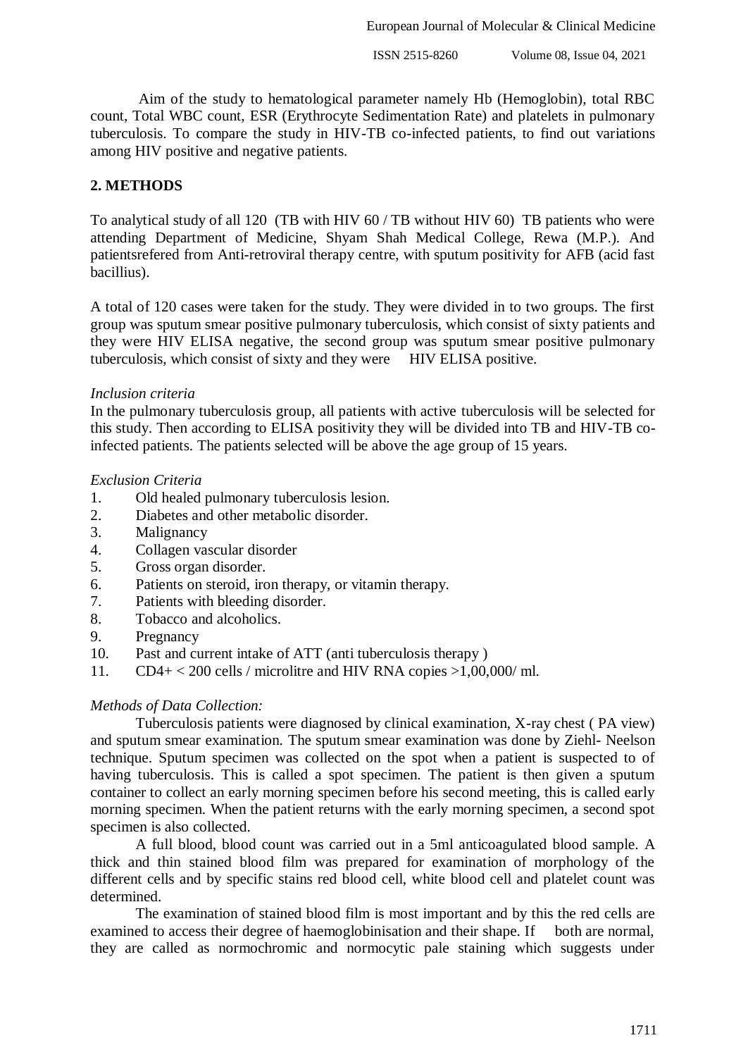Aim of the study to hematological parameter namely Hb (Hemoglobin), total RBC count, Total WBC count, ESR (Erythrocyte Sedimentation Rate) and platelets in pulmonary tuberculosis. To compare the study in HIV-TB co-infected patients, to find out variations among HIV positive and negative patients.

## 2. METHODS

To analytical study of all 120 (TB with HIV 60 / TB without HIV 60) TB patients who were attending Department of Medicine, Shyam Shah Medical College, Rewa (M.P.). And patientsrefered from Anti-retroviral therapy centre, with sputum positivity for AFB (acid fast bacillius).

A total of 120 cases were taken for the study. They were divided in to two groups. The first group was sputum smear positive pulmonary tuberculosis, which consist of sixty patients and they were HIV ELISA negative, the second group was sputum smear positive pulmonary tuberculosis, which consist of sixty and they were HIV ELISA positive.

*Inclusion criteria*

In the pulmonary tuberculosis group, all patients with active tuberculosis will be selected for this study. Then according to ELISA positivity they will be divided into TB and HIV-TB co-infected patients. The patients selected will be above the age group of 15 years.

*Exclusion Criteria*

1. Old healed pulmonary tuberculosis lesion.
2. Diabetes and other metabolic disorder.
3. Malignancy
4. Collagen vascular disorder
5. Gross organ disorder.
6. Patients on steroid, iron therapy, or vitamin therapy.
7. Patients with bleeding disorder.
8. Tobacco and alcoholics.
9. Pregnancy
10. Past and current intake of ATT (anti tuberculosis therapy )
11. CD4+ < 200 cells / microlitre and HIV RNA copies >1,00,000/ ml.

*Methods of Data Collection:*

Tuberculosis patients were diagnosed by clinical examination, X-ray chest ( PA view) and sputum smear examination. The sputum smear examination was done by Ziehl- Neelson technique. Sputum specimen was collected on the spot when a patient is suspected to of having tuberculosis. This is called a spot specimen. The patient is then given a sputum container to collect an early morning specimen before his second meeting, this is called early morning specimen. When the patient returns with the early morning specimen, a second spot specimen is also collected.

A full blood, blood count was carried out in a 5ml anticoagulated blood sample. A thick and thin stained blood film was prepared for examination of morphology of the different cells and by specific stains red blood cell, white blood cell and platelet count was determined.

The examination of stained blood film is most important and by this the red cells are examined to access their degree of haemoglobinisation and their shape. If both are normal, they are called as normochromic and normocytic pale staining which suggests under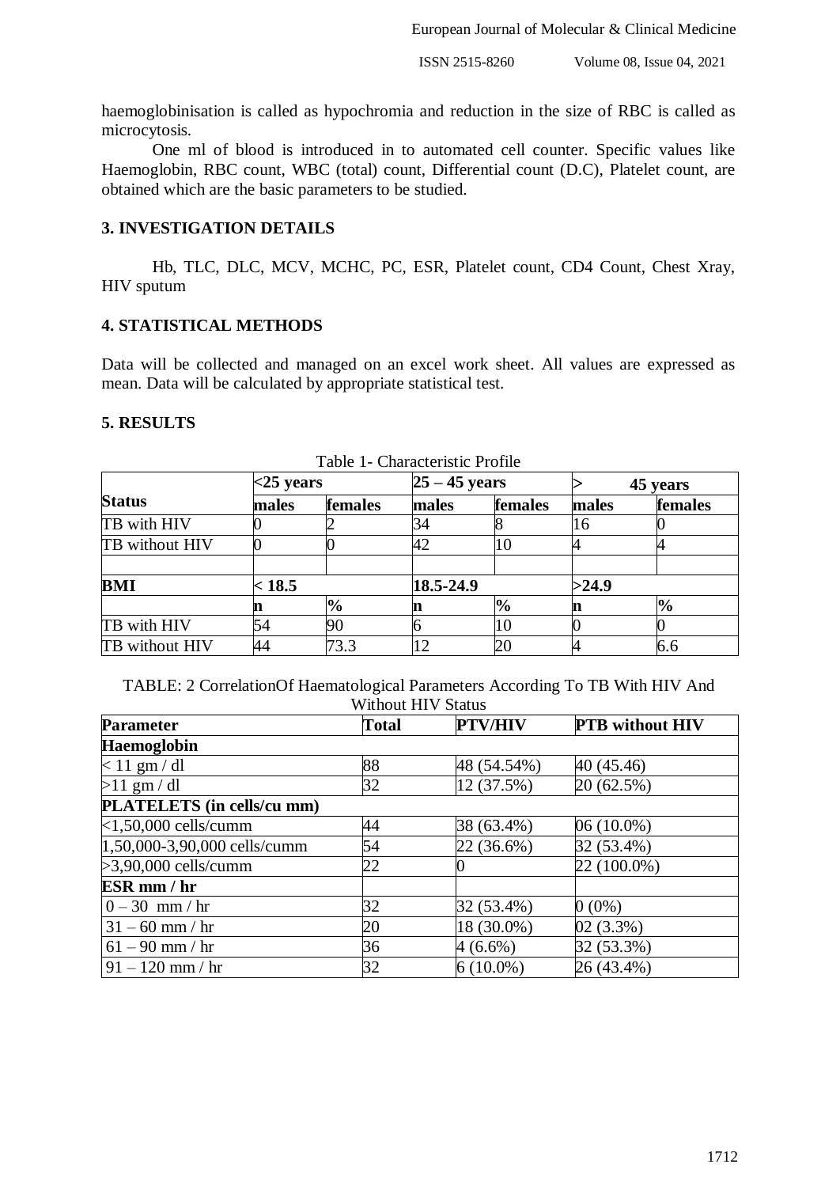haemoglobinisation is called as hypochromia and reduction in the size of RBC is called as microcytosis.

One ml of blood is introduced in to automated cell counter. Specific values like Haemoglobin, RBC count, WBC (total) count, Differential count (D.C), Platelet count, are obtained which are the basic parameters to be studied.

## 3. INVESTIGATION DETAILS

Hb, TLC, DLC, MCV, MCHC, PC, ESR, Platelet count, CD4 Count, Chest Xray, HIV sputum

## 4. STATISTICAL METHODS

Data will be collected and managed on an excel work sheet. All values are expressed as mean. Data will be calculated by appropriate statistical test.

## 5. RESULTS

Table 1- Characteristic Profile

| **Status** | **<25 years** | | **25 – 45 years** | | **> 45 years** | |
|---|---|---|---|---|---|---|
| | **males** | **females** | **males** | **females** | **males** | **females** |
| TB with HIV | 0 | 2 | 34 | 8 | 16 | 0 |
| TB without HIV | 0 | 0 | 42 | 10 | 4 | 4 |
| | | | | | | |
| **BMI** | **< 18.5** | | **18.5-24.9** | | **>24.9** | |
| | **n** | **%** | **n** | **%** | **n** | **%** |
| TB with HIV | 54 | 90 | 6 | 10 | 0 | 0 |
| TB without HIV | 44 | 73.3 | 12 | 20 | 4 | 6.6 |

TABLE: 2 CorrelationOf Haematological Parameters According To TB With HIV And Without HIV Status

| **Parameter** | **Total** | **PTV/HIV** | **PTB without HIV** |
|---|---|---|---|
| **Haemoglobin** | | | |
| < 11 gm / dl | 88 | 48 (54.54%) | 40 (45.46) |
| >11 gm / dl | 32 | 12 (37.5%) | 20 (62.5%) |
| **PLATELETS (in cells/cu mm)** | | | |
| <1,50,000 cells/cumm | 44 | 38 (63.4%) | 06 (10.0%) |
| 1,50,000-3,90,000 cells/cumm | 54 | 22 (36.6%) | 32 (53.4%) |
| >3,90,000 cells/cumm | 22 | 0 | 22 (100.0%) |
| **ESR mm / hr** | | | |
| 0 – 30 mm / hr | 32 | 32 (53.4%) | 0 (0%) |
| 31 – 60 mm / hr | 20 | 18 (30.0%) | 02 (3.3%) |
| 61 – 90 mm / hr | 36 | 4 (6.6%) | 32 (53.3%) |
| 91 – 120 mm / hr | 32 | 6 (10.0%) | 26 (43.4%) |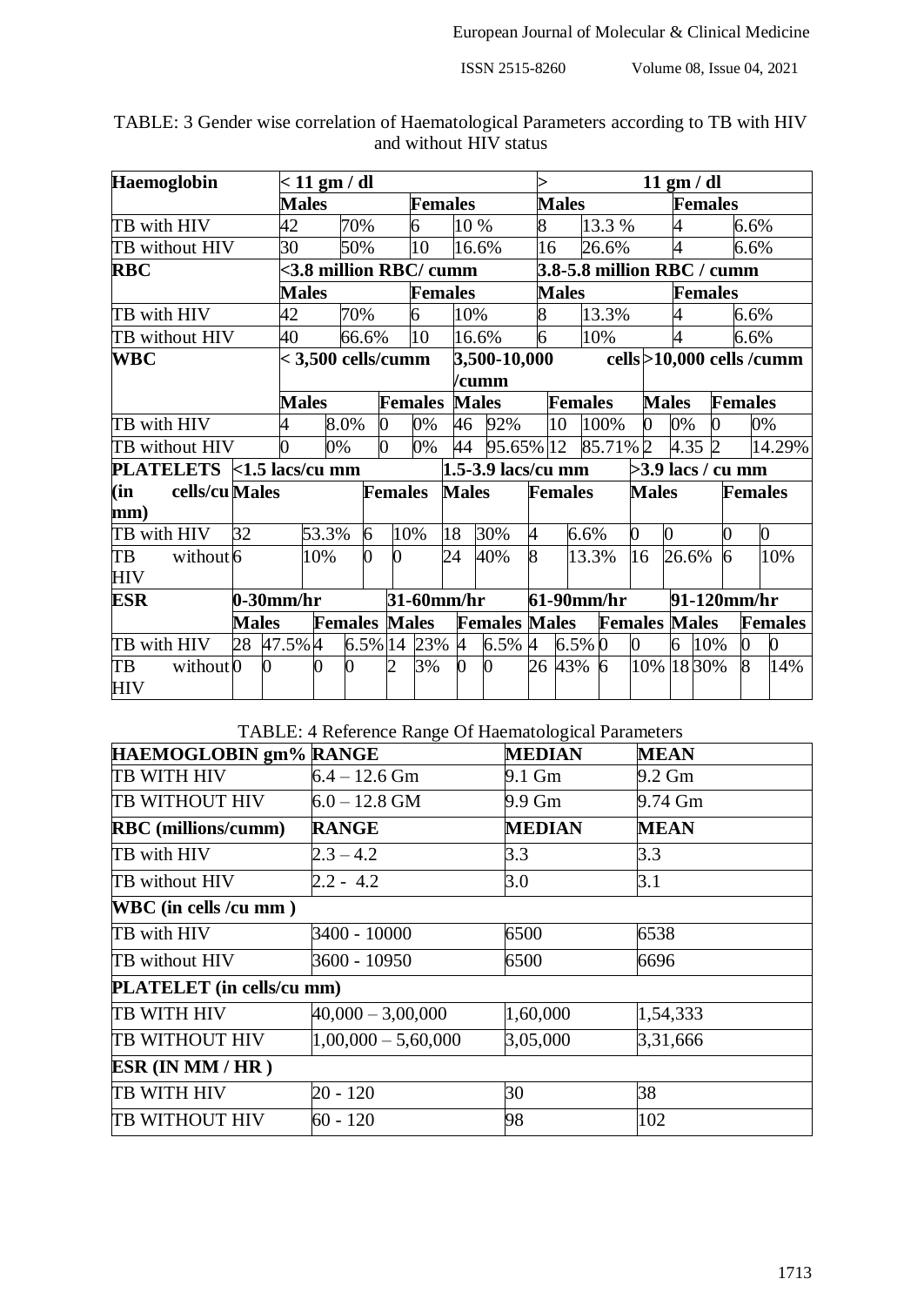TABLE: 3 Gender wise correlation of Haematological Parameters according to TB with HIV and without HIV status

| Haemoglobin | < 11 gm / dl | | | | > 11 gm / dl | | | |
|---|---|---|---|---|---|---|---|---|
| | Males | | Females | | Males | | Females | |
| TB with HIV | 42 | 70% | 6 | 10 % | 8 | 13.3 % | 4 | 6.6% |
| TB without HIV | 30 | 50% | 10 | 16.6% | 16 | 26.6% | 4 | 6.6% |
| **RBC** | <3.8 million RBC/ cumm | | | | 3.8-5.8 million RBC / cumm | | | |
| | Males | | Females | | Males | | Females | |
| TB with HIV | 42 | 70% | 6 | 10% | 8 | 13.3% | 4 | 6.6% |
| TB without HIV | 40 | 66.6% | 10 | 16.6% | 6 | 10% | 4 | 6.6% |

| WBC | < 3,500 cells/cumm | | | | 3,500-10,000 cells /cumm | | | | >10,000 cells /cumm | | | |
|---|---|---|---|---|---|---|---|---|---|---|---|---|
| | Males | | Females | | Males | | Females | | Males | | Females | |
| TB with HIV | 4 | 8.0% | 0 | 0% | 46 | 92% | 10 | 100% | 0 | 0% | 0 | 0% |
| TB without HIV | 0 | 0% | 0 | 0% | 44 | 95.65% | 12 | 85.71% | 2 | 4.35 | 2 | 14.29% |
| **PLATELETS (in cells/cu mm)** | <1.5 lacs/cu mm | | | | 1.5-3.9 lacs/cu mm | | | | >3.9 lacs / cu mm | | | |
| | Males | | Females | | Males | | Females | | Males | | Females | |
| TB with HIV | 32 | 53.3% | 6 | 10% | 18 | 30% | 4 | 6.6% | 0 | 0 | 0 | 0 |
| TB without HIV | 6 | 10% | 0 | 0 | 24 | 40% | 8 | 13.3% | 16 | 26.6% | 6 | 10% |

| ESR | 0-30mm/hr | | | | 31-60mm/hr | | | | 61-90mm/hr | | | | 91-120mm/hr | | | |
|---|---|---|---|---|---|---|---|---|---|---|---|---|---|---|---|---|
| | Males | | Females | | Males | | Females | | Males | | Females | | Males | | Females | |
| TB with HIV | 28 | 47.5% | 4 | 6.5% | 14 | 23% | 4 | 6.5% | 4 | 6.5% | 0 | 0 | 6 | 10% | 0 | 0 |
| TB without HIV | 0 | 0 | 0 | 0 | 2 | 3% | 0 | 0 | 26 | 43% | 6 | 10% | 18 | 30% | 8 | 14% |

TABLE: 4 Reference Range Of Haematological Parameters

| HAEMOGLOBIN gm% | RANGE | MEDIAN | MEAN |
|---|---|---|---|
| TB WITH HIV | 6.4 – 12.6 Gm | 9.1 Gm | 9.2 Gm |
| TB WITHOUT HIV | 6.0 – 12.8 GM | 9.9 Gm | 9.74 Gm |
| **RBC (millions/cumm)** | **RANGE** | **MEDIAN** | **MEAN** |
| TB with HIV | 2.3 – 4.2 | 3.3 | 3.3 |
| TB without HIV | 2.2 - 4.2 | 3.0 | 3.1 |
| **WBC (in cells /cu mm )** | | | |
| TB with HIV | 3400 - 10000 | 6500 | 6538 |
| TB without HIV | 3600 - 10950 | 6500 | 6696 |
| **PLATELET (in cells/cu mm)** | | | |
| TB WITH HIV | 40,000 – 3,00,000 | 1,60,000 | 1,54,333 |
| TB WITHOUT HIV | 1,00,000 – 5,60,000 | 3,05,000 | 3,31,666 |
| **ESR (IN MM / HR )** | | | |
| TB WITH HIV | 20 - 120 | 30 | 38 |
| TB WITHOUT HIV | 60 - 120 | 98 | 102 |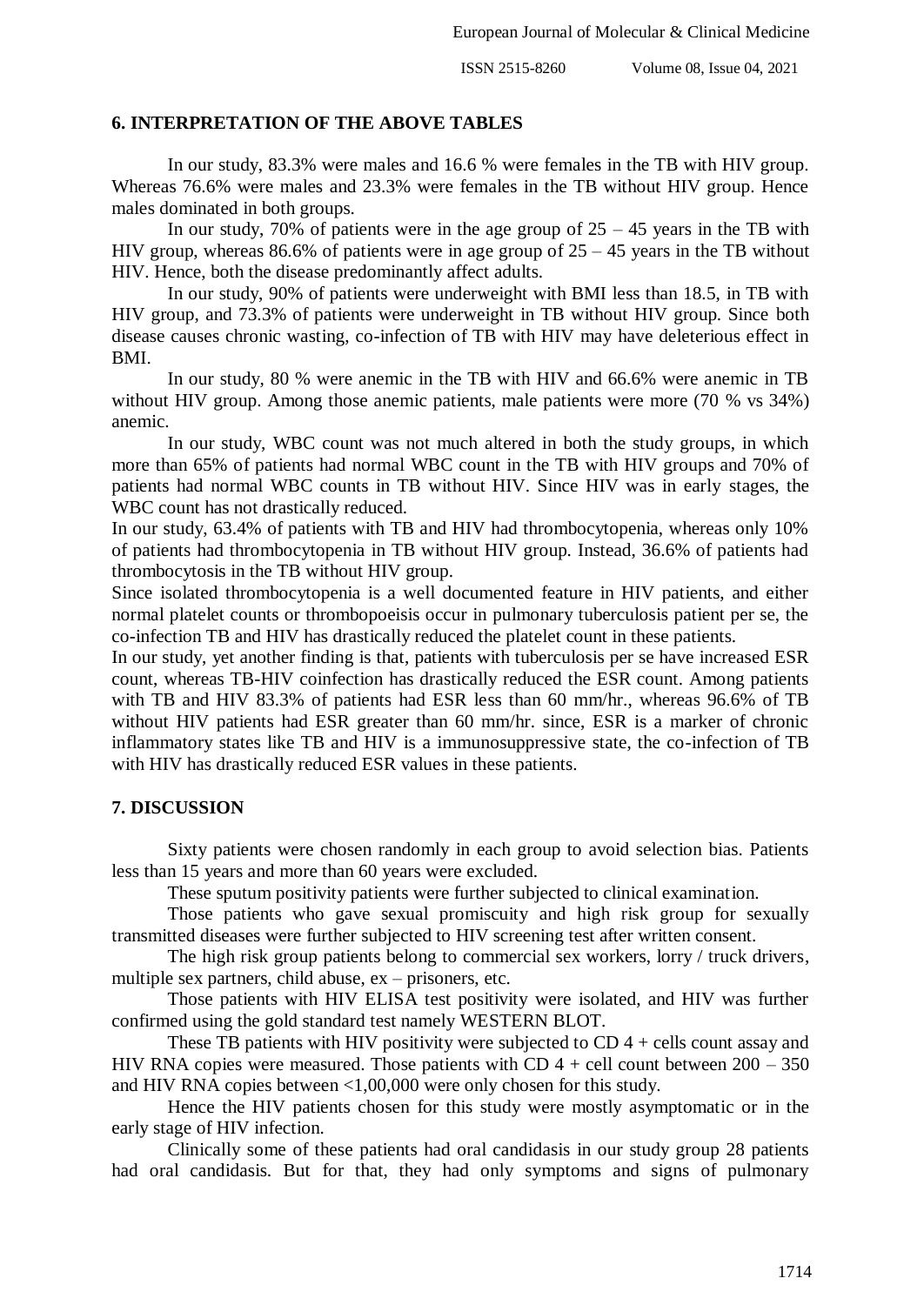## 6. INTERPRETATION OF THE ABOVE TABLES

In our study, 83.3% were males and 16.6 % were females in the TB with HIV group. Whereas 76.6% were males and 23.3% were females in the TB without HIV group. Hence males dominated in both groups.

In our study, 70% of patients were in the age group of 25 – 45 years in the TB with HIV group, whereas 86.6% of patients were in age group of 25 – 45 years in the TB without HIV. Hence, both the disease predominantly affect adults.

In our study, 90% of patients were underweight with BMI less than 18.5, in TB with HIV group, and 73.3% of patients were underweight in TB without HIV group. Since both disease causes chronic wasting, co-infection of TB with HIV may have deleterious effect in BMI.

In our study, 80 % were anemic in the TB with HIV and 66.6% were anemic in TB without HIV group. Among those anemic patients, male patients were more (70 % vs 34%) anemic.

In our study, WBC count was not much altered in both the study groups, in which more than 65% of patients had normal WBC count in the TB with HIV groups and 70% of patients had normal WBC counts in TB without HIV. Since HIV was in early stages, the WBC count has not drastically reduced.

In our study, 63.4% of patients with TB and HIV had thrombocytopenia, whereas only 10% of patients had thrombocytopenia in TB without HIV group. Instead, 36.6% of patients had thrombocytosis in the TB without HIV group.

Since isolated thrombocytopenia is a well documented feature in HIV patients, and either normal platelet counts or thrombopoeisis occur in pulmonary tuberculosis patient per se, the co-infection TB and HIV has drastically reduced the platelet count in these patients.

In our study, yet another finding is that, patients with tuberculosis per se have increased ESR count, whereas TB-HIV coinfection has drastically reduced the ESR count. Among patients with TB and HIV 83.3% of patients had ESR less than 60 mm/hr., whereas 96.6% of TB without HIV patients had ESR greater than 60 mm/hr. since, ESR is a marker of chronic inflammatory states like TB and HIV is a immunosuppressive state, the co-infection of TB with HIV has drastically reduced ESR values in these patients.

## 7. DISCUSSION

Sixty patients were chosen randomly in each group to avoid selection bias. Patients less than 15 years and more than 60 years were excluded.

These sputum positivity patients were further subjected to clinical examination.

Those patients who gave sexual promiscuity and high risk group for sexually transmitted diseases were further subjected to HIV screening test after written consent.

The high risk group patients belong to commercial sex workers, lorry / truck drivers, multiple sex partners, child abuse, ex – prisoners, etc.

Those patients with HIV ELISA test positivity were isolated, and HIV was further confirmed using the gold standard test namely WESTERN BLOT.

These TB patients with HIV positivity were subjected to CD 4 + cells count assay and HIV RNA copies were measured. Those patients with CD 4 + cell count between 200 – 350 and HIV RNA copies between <1,00,000 were only chosen for this study.

Hence the HIV patients chosen for this study were mostly asymptomatic or in the early stage of HIV infection.

Clinically some of these patients had oral candidasis in our study group 28 patients had oral candidasis. But for that, they had only symptoms and signs of pulmonary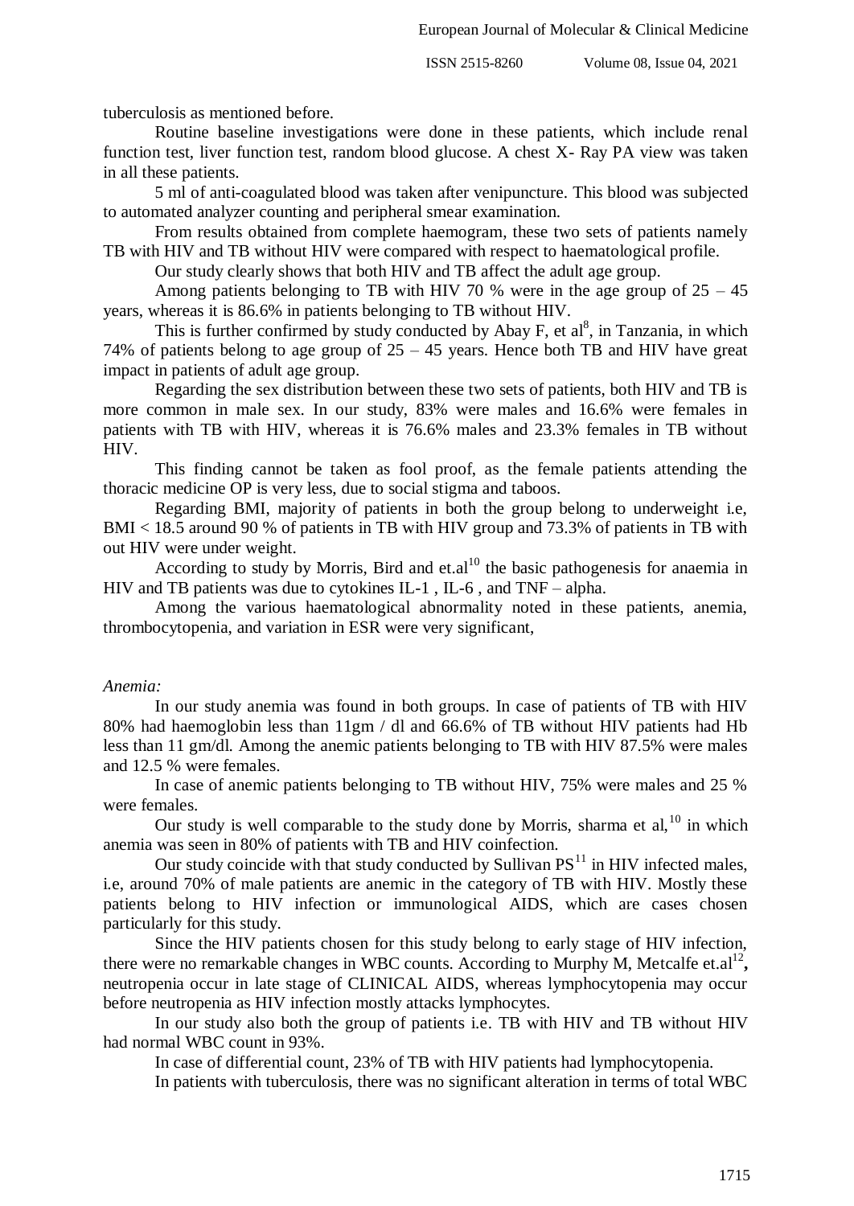tuberculosis as mentioned before.

Routine baseline investigations were done in these patients, which include renal function test, liver function test, random blood glucose. A chest X- Ray PA view was taken in all these patients.

5 ml of anti-coagulated blood was taken after venipuncture. This blood was subjected to automated analyzer counting and peripheral smear examination.

From results obtained from complete haemogram, these two sets of patients namely TB with HIV and TB without HIV were compared with respect to haematological profile.

Our study clearly shows that both HIV and TB affect the adult age group.

Among patients belonging to TB with HIV 70 % were in the age group of 25 – 45 years, whereas it is 86.6% in patients belonging to TB without HIV.

This is further confirmed by study conducted by Abay F, et al[8], in Tanzania, in which 74% of patients belong to age group of 25 – 45 years. Hence both TB and HIV have great impact in patients of adult age group.

Regarding the sex distribution between these two sets of patients, both HIV and TB is more common in male sex. In our study, 83% were males and 16.6% were females in patients with TB with HIV, whereas it is 76.6% males and 23.3% females in TB without HIV.

This finding cannot be taken as fool proof, as the female patients attending the thoracic medicine OP is very less, due to social stigma and taboos.

Regarding BMI, majority of patients in both the group belong to underweight i.e, BMI < 18.5 around 90 % of patients in TB with HIV group and 73.3% of patients in TB with out HIV were under weight.

According to study by Morris, Bird and et.al[10] the basic pathogenesis for anaemia in HIV and TB patients was due to cytokines IL-1 , IL-6 , and TNF – alpha.

Among the various haematological abnormality noted in these patients, anemia, thrombocytopenia, and variation in ESR were very significant,

*Anemia:*

In our study anemia was found in both groups. In case of patients of TB with HIV 80% had haemoglobin less than 11gm / dl and 66.6% of TB without HIV patients had Hb less than 11 gm/dl. Among the anemic patients belonging to TB with HIV 87.5% were males and 12.5 % were females.

In case of anemic patients belonging to TB without HIV, 75% were males and 25 % were females.

Our study is well comparable to the study done by Morris, sharma et al,[10] in which anemia was seen in 80% of patients with TB and HIV coinfection.

Our study coincide with that study conducted by Sullivan PS[11] in HIV infected males, i.e, around 70% of male patients are anemic in the category of TB with HIV. Mostly these patients belong to HIV infection or immunological AIDS, which are cases chosen particularly for this study.

Since the HIV patients chosen for this study belong to early stage of HIV infection, there were no remarkable changes in WBC counts. According to Murphy M, Metcalfe et.al[12]**,** neutropenia occur in late stage of CLINICAL AIDS, whereas lymphocytopenia may occur before neutropenia as HIV infection mostly attacks lymphocytes.

In our study also both the group of patients i.e. TB with HIV and TB without HIV had normal WBC count in 93%.

In case of differential count, 23% of TB with HIV patients had lymphocytopenia.

In patients with tuberculosis, there was no significant alteration in terms of total WBC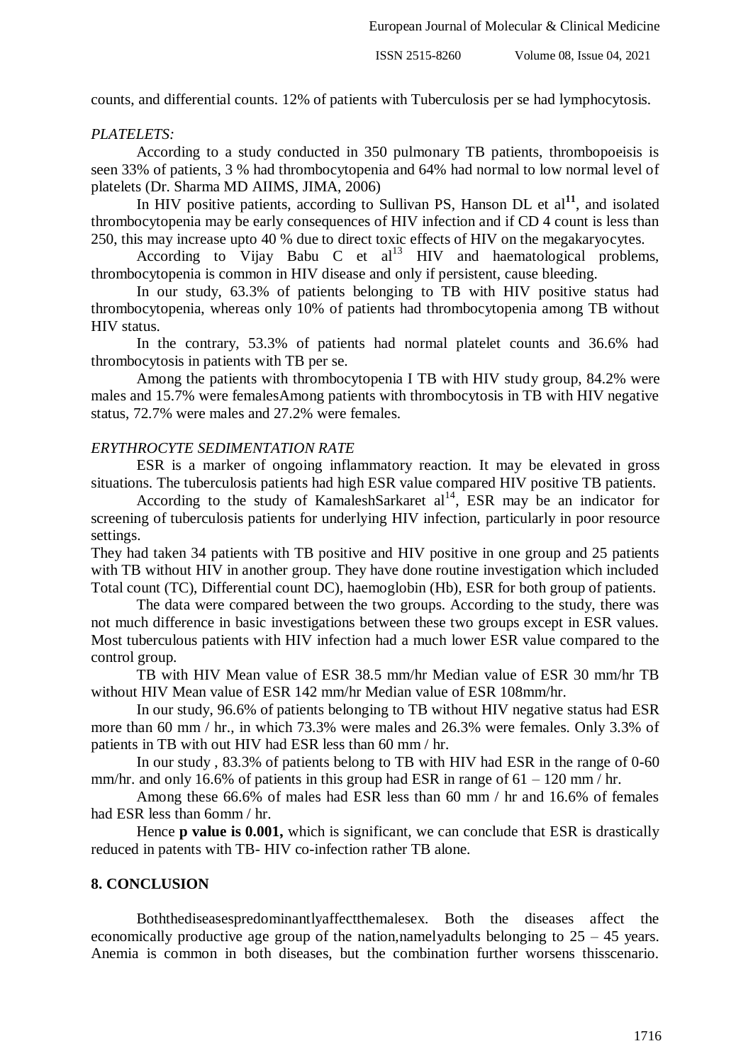counts, and differential counts. 12% of patients with Tuberculosis per se had lymphocytosis.

*PLATELETS:*

According to a study conducted in 350 pulmonary TB patients, thrombopoeisis is seen 33% of patients, 3 % had thrombocytopenia and 64% had normal to low normal level of platelets (Dr. Sharma MD AIIMS, JIMA, 2006)

In HIV positive patients, according to Sullivan PS, Hanson DL et al[11], and isolated thrombocytopenia may be early consequences of HIV infection and if CD 4 count is less than 250, this may increase upto 40 % due to direct toxic effects of HIV on the megakaryocytes.

According to Vijay Babu C et al[13] HIV and haematological problems, thrombocytopenia is common in HIV disease and only if persistent, cause bleeding.

In our study, 63.3% of patients belonging to TB with HIV positive status had thrombocytopenia, whereas only 10% of patients had thrombocytopenia among TB without HIV status.

In the contrary, 53.3% of patients had normal platelet counts and 36.6% had thrombocytosis in patients with TB per se.

Among the patients with thrombocytopenia I TB with HIV study group, 84.2% were males and 15.7% were femalesAmong patients with thrombocytosis in TB with HIV negative status, 72.7% were males and 27.2% were females.

*ERYTHROCYTE SEDIMENTATION RATE*

ESR is a marker of ongoing inflammatory reaction. It may be elevated in gross situations. The tuberculosis patients had high ESR value compared HIV positive TB patients.

According to the study of KamaleshSarkaret al[14], ESR may be an indicator for screening of tuberculosis patients for underlying HIV infection, particularly in poor resource settings.

They had taken 34 patients with TB positive and HIV positive in one group and 25 patients with TB without HIV in another group. They have done routine investigation which included Total count (TC), Differential count DC), haemoglobin (Hb), ESR for both group of patients.

The data were compared between the two groups. According to the study, there was not much difference in basic investigations between these two groups except in ESR values. Most tuberculous patients with HIV infection had a much lower ESR value compared to the control group.

TB with HIV Mean value of ESR 38.5 mm/hr Median value of ESR 30 mm/hr TB without HIV Mean value of ESR 142 mm/hr Median value of ESR 108mm/hr.

In our study, 96.6% of patients belonging to TB without HIV negative status had ESR more than 60 mm / hr., in which 73.3% were males and 26.3% were females. Only 3.3% of patients in TB with out HIV had ESR less than 60 mm / hr.

In our study , 83.3% of patients belong to TB with HIV had ESR in the range of 0-60 mm/hr. and only 16.6% of patients in this group had ESR in range of 61 – 120 mm / hr.

Among these 66.6% of males had ESR less than 60 mm / hr and 16.6% of females had ESR less than 6omm / hr.

Hence **p value is 0.001,** which is significant, we can conclude that ESR is drastically reduced in patents with TB- HIV co-infection rather TB alone.

## 8. CONCLUSION

Boththediseasespredominantlyaffectthemalesex. Both the diseases affect the economically productive age group of the nation,namelyadults belonging to 25 – 45 years. Anemia is common in both diseases, but the combination further worsens thisscenario.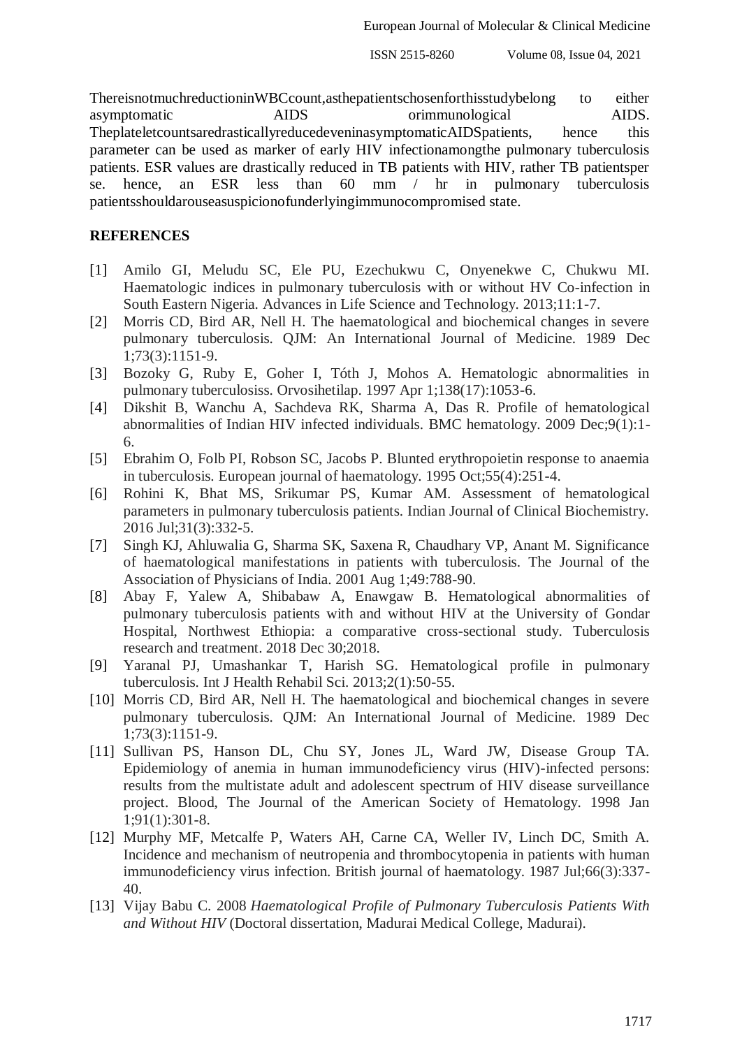ThereisnotmuchreductioninWBCcount,asthepatientschosenforthisstudybelong to either asymptomatic AIDS orimmunological AIDS. TheplateletcountsaredrasticallyreducedeveninasymptomaticAIDSpatients, hence this parameter can be used as marker of early HIV infectionamongthe pulmonary tuberculosis patients. ESR values are drastically reduced in TB patients with HIV, rather TB patientsper se. hence, an ESR less than 60 mm / hr in pulmonary tuberculosis patientsshouldarouseasuspicionofunderlyingimmunocompromised state.

## REFERENCES

[1] Amilo GI, Meludu SC, Ele PU, Ezechukwu C, Onyenekwe C, Chukwu MI. Haematologic indices in pulmonary tuberculosis with or without HV Co-infection in South Eastern Nigeria. Advances in Life Science and Technology. 2013;11:1-7.

[2] Morris CD, Bird AR, Nell H. The haematological and biochemical changes in severe pulmonary tuberculosis. QJM: An International Journal of Medicine. 1989 Dec 1;73(3):1151-9.

[3] Bozoky G, Ruby E, Goher I, Tóth J, Mohos A. Hematologic abnormalities in pulmonary tuberculosiss. Orvosihetilap. 1997 Apr 1;138(17):1053-6.

[4] Dikshit B, Wanchu A, Sachdeva RK, Sharma A, Das R. Profile of hematological abnormalities of Indian HIV infected individuals. BMC hematology. 2009 Dec;9(1):1-6.

[5] Ebrahim O, Folb PI, Robson SC, Jacobs P. Blunted erythropoietin response to anaemia in tuberculosis. European journal of haematology. 1995 Oct;55(4):251-4.

[6] Rohini K, Bhat MS, Srikumar PS, Kumar AM. Assessment of hematological parameters in pulmonary tuberculosis patients. Indian Journal of Clinical Biochemistry. 2016 Jul;31(3):332-5.

[7] Singh KJ, Ahluwalia G, Sharma SK, Saxena R, Chaudhary VP, Anant M. Significance of haematological manifestations in patients with tuberculosis. The Journal of the Association of Physicians of India. 2001 Aug 1;49:788-90.

[8] Abay F, Yalew A, Shibabaw A, Enawgaw B. Hematological abnormalities of pulmonary tuberculosis patients with and without HIV at the University of Gondar Hospital, Northwest Ethiopia: a comparative cross-sectional study. Tuberculosis research and treatment. 2018 Dec 30;2018.

[9] Yaranal PJ, Umashankar T, Harish SG. Hematological profile in pulmonary tuberculosis. Int J Health Rehabil Sci. 2013;2(1):50-55.

[10] Morris CD, Bird AR, Nell H. The haematological and biochemical changes in severe pulmonary tuberculosis. QJM: An International Journal of Medicine. 1989 Dec 1;73(3):1151-9.

[11] Sullivan PS, Hanson DL, Chu SY, Jones JL, Ward JW, Disease Group TA. Epidemiology of anemia in human immunodeficiency virus (HIV)-infected persons: results from the multistate adult and adolescent spectrum of HIV disease surveillance project. Blood, The Journal of the American Society of Hematology. 1998 Jan 1;91(1):301-8.

[12] Murphy MF, Metcalfe P, Waters AH, Carne CA, Weller IV, Linch DC, Smith A. Incidence and mechanism of neutropenia and thrombocytopenia in patients with human immunodeficiency virus infection. British journal of haematology. 1987 Jul;66(3):337-40.

[13] Vijay Babu C. 2008 *Haematological Profile of Pulmonary Tuberculosis Patients With and Without HIV* (Doctoral dissertation, Madurai Medical College, Madurai).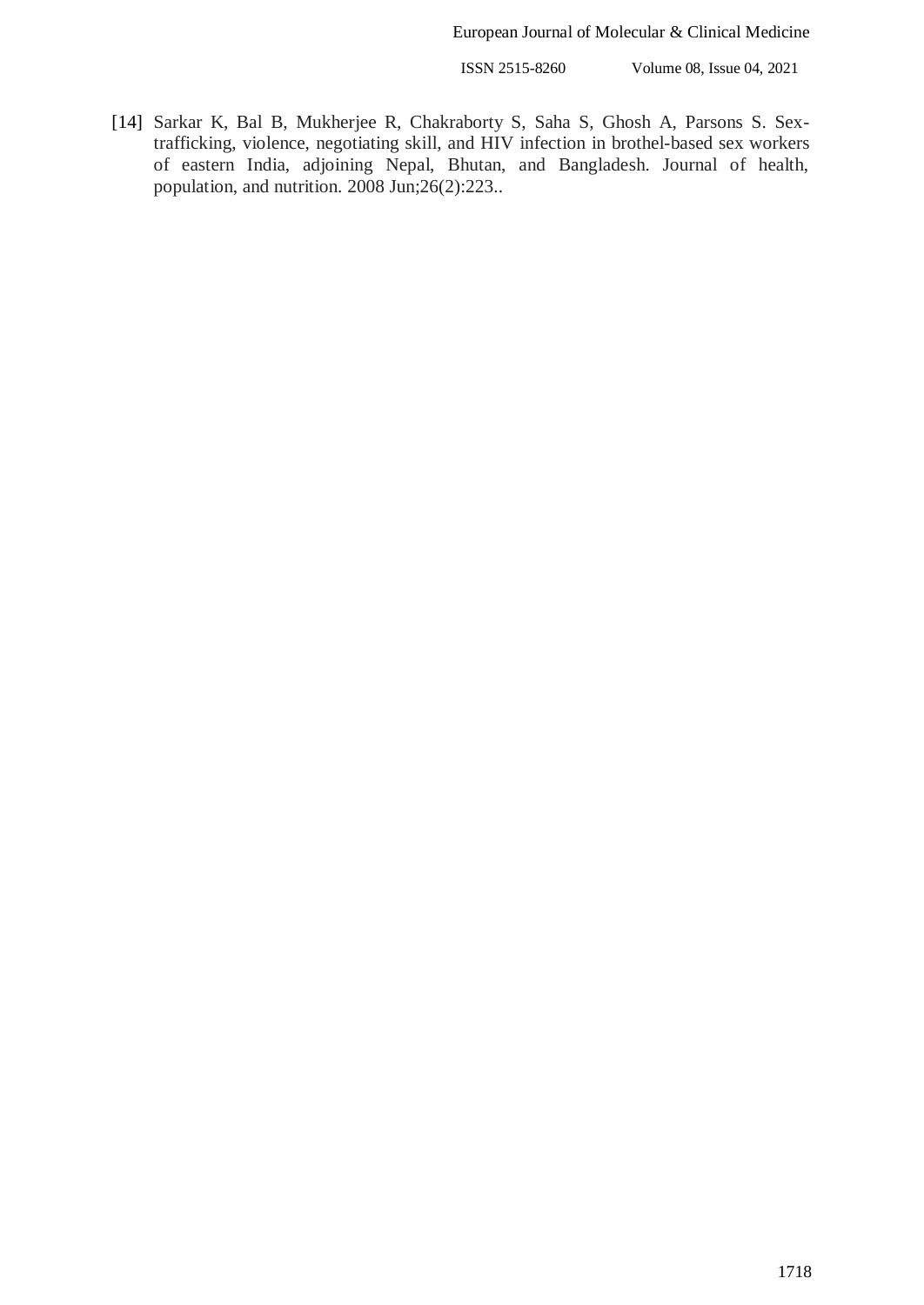[14] Sarkar K, Bal B, Mukherjee R, Chakraborty S, Saha S, Ghosh A, Parsons S. Sex-trafficking, violence, negotiating skill, and HIV infection in brothel-based sex workers of eastern India, adjoining Nepal, Bhutan, and Bangladesh. Journal of health, population, and nutrition. 2008 Jun;26(2):223..